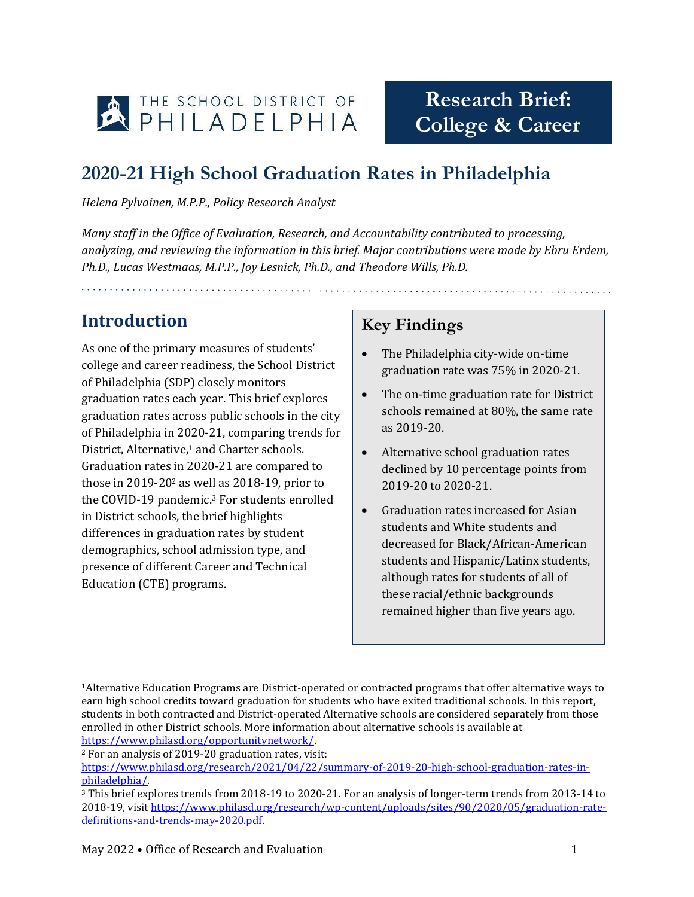THE SCHOOL DISTRICT OF PHILADELPHIA

**Research Brief: College & Career**

# 2020-21 High School Graduation Rates in Philadelphia

*Helena Pylvainen, M.P.P., Policy Research Analyst*

*Many staff in the Office of Evaluation, Research, and Accountability contributed to processing, analyzing, and reviewing the information in this brief. Major contributions were made by Ebru Erdem, Ph.D., Lucas Westmaas, M.P.P., Joy Lesnick, Ph.D., and Theodore Wills, Ph.D.*

## Introduction

As one of the primary measures of students' college and career readiness, the School District of Philadelphia (SDP) closely monitors graduation rates each year. This brief explores graduation rates across public schools in the city of Philadelphia in 2020-21, comparing trends for District, Alternative,[1] and Charter schools. Graduation rates in 2020-21 are compared to those in 2019-20[2] as well as 2018-19, prior to the COVID-19 pandemic.[3] For students enrolled in District schools, the brief highlights differences in graduation rates by student demographics, school admission type, and presence of different Career and Technical Education (CTE) programs.

## Key Findings

- The Philadelphia city-wide on-time graduation rate was 75% in 2020-21.
- The on-time graduation rate for District schools remained at 80%, the same rate as 2019-20.
- Alternative school graduation rates declined by 10 percentage points from 2019-20 to 2020-21.
- Graduation rates increased for Asian students and White students and decreased for Black/African-American students and Hispanic/Latinx students, although rates for students of all of these racial/ethnic backgrounds remained higher than five years ago.

---

[1] Alternative Education Programs are District-operated or contracted programs that offer alternative ways to earn high school credits toward graduation for students who have exited traditional schools. In this report, students in both contracted and District-operated Alternative schools are considered separately from those enrolled in other District schools. More information about alternative schools is available at https://www.philasd.org/opportunitynetwork/.

[2] For an analysis of 2019-20 graduation rates, visit: https://www.philasd.org/research/2021/04/22/summary-of-2019-20-high-school-graduation-rates-in-philadelphia/.

[3] This brief explores trends from 2018-19 to 2020-21. For an analysis of longer-term trends from 2013-14 to 2018-19, visit https://www.philasd.org/research/wp-content/uploads/sites/90/2020/05/graduation-rate-definitions-and-trends-may-2020.pdf.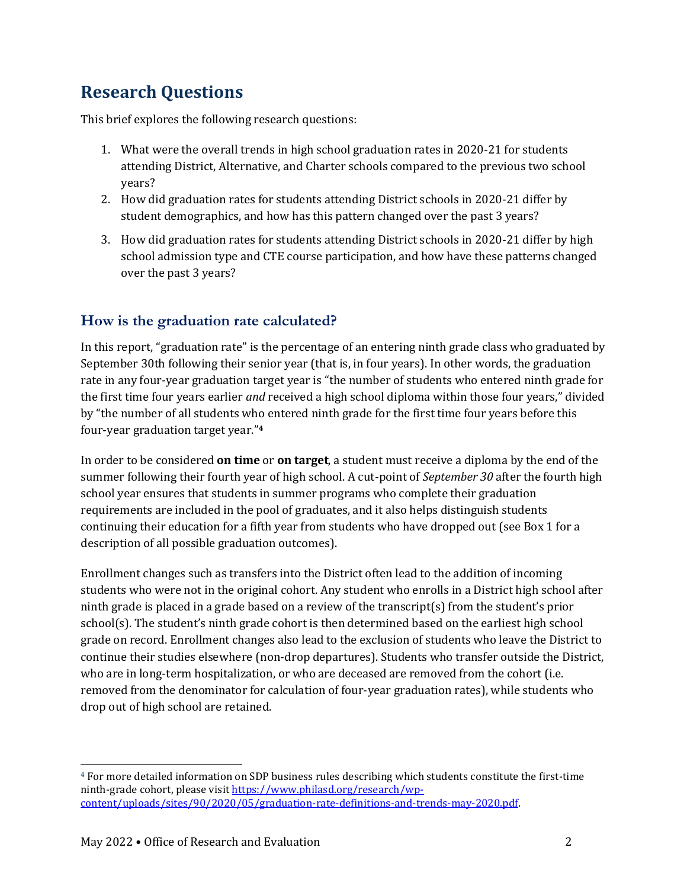## Research Questions

This brief explores the following research questions:

1. What were the overall trends in high school graduation rates in 2020-21 for students attending District, Alternative, and Charter schools compared to the previous two school years?
2. How did graduation rates for students attending District schools in 2020-21 differ by student demographics, and how has this pattern changed over the past 3 years?
3. How did graduation rates for students attending District schools in 2020-21 differ by high school admission type and CTE course participation, and how have these patterns changed over the past 3 years?

### How is the graduation rate calculated?

In this report, "graduation rate" is the percentage of an entering ninth grade class who graduated by September 30th following their senior year (that is, in four years). In other words, the graduation rate in any four-year graduation target year is "the number of students who entered ninth grade for the first time four years earlier *and* received a high school diploma within those four years," divided by "the number of all students who entered ninth grade for the first time four years before this four-year graduation target year."[4]

In order to be considered **on time** or **on target**, a student must receive a diploma by the end of the summer following their fourth year of high school. A cut-point of *September 30* after the fourth high school year ensures that students in summer programs who complete their graduation requirements are included in the pool of graduates, and it also helps distinguish students continuing their education for a fifth year from students who have dropped out (see Box 1 for a description of all possible graduation outcomes).

Enrollment changes such as transfers into the District often lead to the addition of incoming students who were not in the original cohort. Any student who enrolls in a District high school after ninth grade is placed in a grade based on a review of the transcript(s) from the student's prior school(s). The student's ninth grade cohort is then determined based on the earliest high school grade on record. Enrollment changes also lead to the exclusion of students who leave the District to continue their studies elsewhere (non-drop departures). Students who transfer outside the District, who are in long-term hospitalization, or who are deceased are removed from the cohort (i.e. removed from the denominator for calculation of four-year graduation rates), while students who drop out of high school are retained.

---

[4] For more detailed information on SDP business rules describing which students constitute the first-time ninth-grade cohort, please visit https://www.philasd.org/research/wp-content/uploads/sites/90/2020/05/graduation-rate-definitions-and-trends-may-2020.pdf.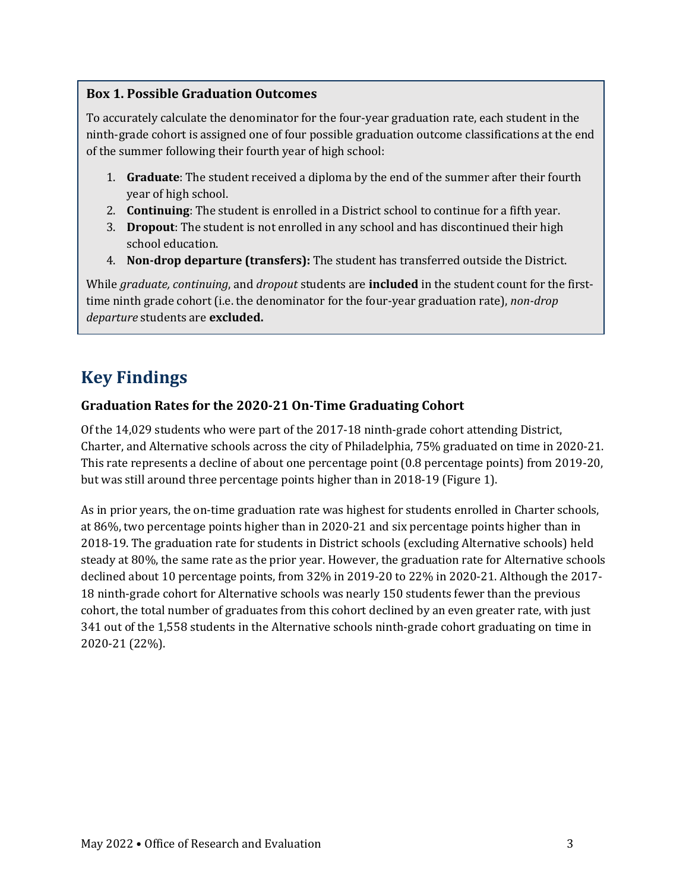**Box 1. Possible Graduation Outcomes**

To accurately calculate the denominator for the four-year graduation rate, each student in the ninth-grade cohort is assigned one of four possible graduation outcome classifications at the end of the summer following their fourth year of high school:

1. **Graduate**: The student received a diploma by the end of the summer after their fourth year of high school.
2. **Continuing**: The student is enrolled in a District school to continue for a fifth year.
3. **Dropout**: The student is not enrolled in any school and has discontinued their high school education.
4. **Non-drop departure (transfers):** The student has transferred outside the District.

While *graduate, continuing*, and *dropout* students are **included** in the student count for the first-time ninth grade cohort (i.e. the denominator for the four-year graduation rate), *non-drop departure* students are **excluded.**

## Key Findings

### Graduation Rates for the 2020-21 On-Time Graduating Cohort

Of the 14,029 students who were part of the 2017-18 ninth-grade cohort attending District, Charter, and Alternative schools across the city of Philadelphia, 75% graduated on time in 2020-21. This rate represents a decline of about one percentage point (0.8 percentage points) from 2019-20, but was still around three percentage points higher than in 2018-19 (Figure 1).

As in prior years, the on-time graduation rate was highest for students enrolled in Charter schools, at 86%, two percentage points higher than in 2020-21 and six percentage points higher than in 2018-19. The graduation rate for students in District schools (excluding Alternative schools) held steady at 80%, the same rate as the prior year. However, the graduation rate for Alternative schools declined about 10 percentage points, from 32% in 2019-20 to 22% in 2020-21. Although the 2017-18 ninth-grade cohort for Alternative schools was nearly 150 students fewer than the previous cohort, the total number of graduates from this cohort declined by an even greater rate, with just 341 out of the 1,558 students in the Alternative schools ninth-grade cohort graduating on time in 2020-21 (22%).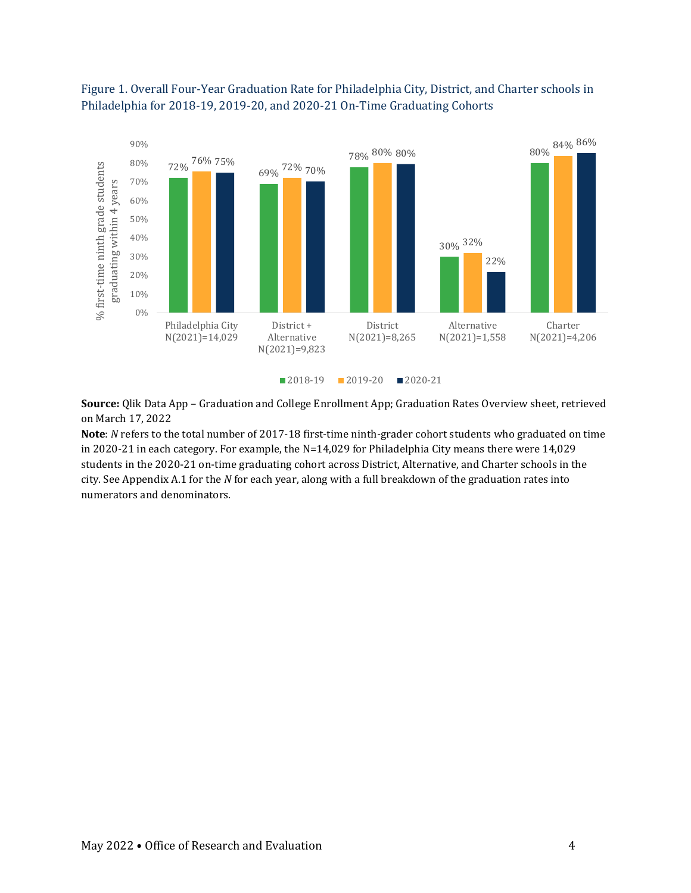Figure 1. Overall Four-Year Graduation Rate for Philadelphia City, District, and Charter schools in Philadelphia for 2018-19, 2019-20, and 2020-21 On-Time Graduating Cohorts

| | 2018-19 | 2019-20 | 2020-21 |
|---|---|---|---|
| Philadelphia City N(2021)=14,029 | 72% | 76% | 75% |
| District + Alternative N(2021)=9,823 | 69% | 72% | 70% |
| District N(2021)=8,265 | 78% | 80% | 80% |
| Alternative N(2021)=1,558 | 30% | 32% | 22% |
| Charter N(2021)=4,206 | 80% | 84% | 86% |

**Source:** Qlik Data App – Graduation and College Enrollment App; Graduation Rates Overview sheet, retrieved on March 17, 2022

**Note**: *N* refers to the total number of 2017-18 first-time ninth-grader cohort students who graduated on time in 2020-21 in each category. For example, the N=14,029 for Philadelphia City means there were 14,029 students in the 2020-21 on-time graduating cohort across District, Alternative, and Charter schools in the city. See Appendix A.1 for the *N* for each year, along with a full breakdown of the graduation rates into numerators and denominators.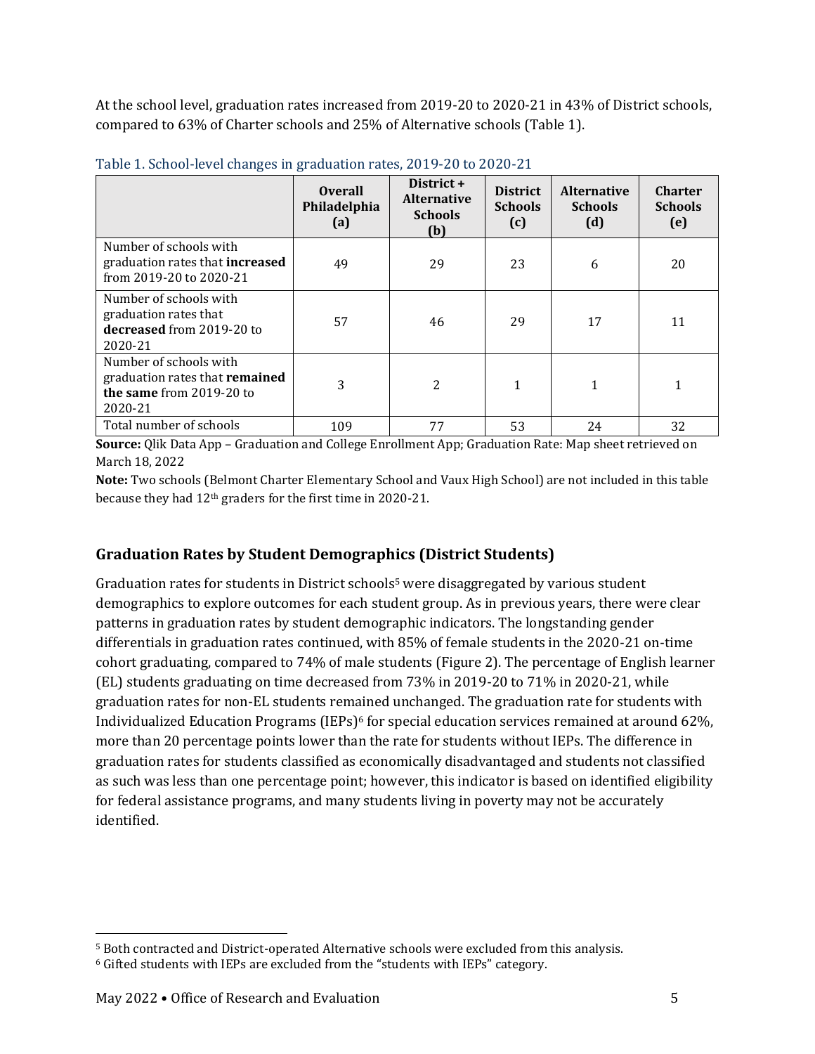At the school level, graduation rates increased from 2019-20 to 2020-21 in 43% of District schools, compared to 63% of Charter schools and 25% of Alternative schools (Table 1).

Table 1. School-level changes in graduation rates, 2019-20 to 2020-21

| | Overall Philadelphia (a) | District + Alternative Schools (b) | District Schools (c) | Alternative Schools (d) | Charter Schools (e) |
|---|---|---|---|---|---|
| Number of schools with graduation rates that **increased** from 2019-20 to 2020-21 | 49 | 29 | 23 | 6 | 20 |
| Number of schools with graduation rates that **decreased** from 2019-20 to 2020-21 | 57 | 46 | 29 | 17 | 11 |
| Number of schools with graduation rates that **remained the same** from 2019-20 to 2020-21 | 3 | 2 | 1 | 1 | 1 |
| Total number of schools | 109 | 77 | 53 | 24 | 32 |

**Source:** Qlik Data App – Graduation and College Enrollment App; Graduation Rate: Map sheet retrieved on March 18, 2022

**Note:** Two schools (Belmont Charter Elementary School and Vaux High School) are not included in this table because they had 12th graders for the first time in 2020-21.

## Graduation Rates by Student Demographics (District Students)

Graduation rates for students in District schools[5] were disaggregated by various student demographics to explore outcomes for each student group. As in previous years, there were clear patterns in graduation rates by student demographic indicators. The longstanding gender differentials in graduation rates continued, with 85% of female students in the 2020-21 on-time cohort graduating, compared to 74% of male students (Figure 2). The percentage of English learner (EL) students graduating on time decreased from 73% in 2019-20 to 71% in 2020-21, while graduation rates for non-EL students remained unchanged. The graduation rate for students with Individualized Education Programs (IEPs)[6] for special education services remained at around 62%, more than 20 percentage points lower than the rate for students without IEPs. The difference in graduation rates for students classified as economically disadvantaged and students not classified as such was less than one percentage point; however, this indicator is based on identified eligibility for federal assistance programs, and many students living in poverty may not be accurately identified.

[5] Both contracted and District-operated Alternative schools were excluded from this analysis.

[6] Gifted students with IEPs are excluded from the "students with IEPs" category.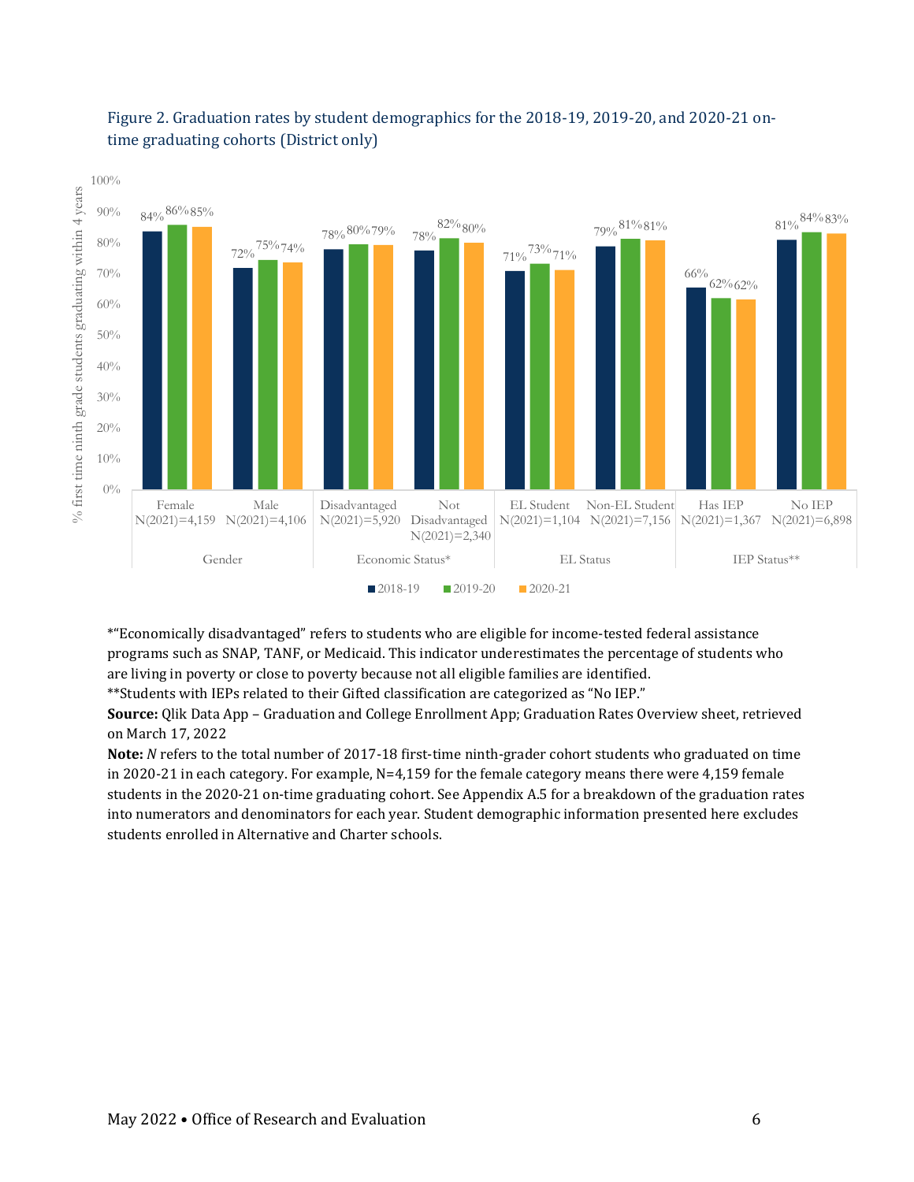Figure 2. Graduation rates by student demographics for the 2018-19, 2019-20, and 2020-21 on-time graduating cohorts (District only)

| Category | Group | N(2021) | 2018-19 | 2019-20 | 2020-21 |
|---|---|---|---|---|---|
| Gender | Female | 4,159 | 84% | 86% | 85% |
| | Male | 4,106 | 72% | 75% | 74% |
| Economic Status* | Disadvantaged | 5,920 | 78% | 80% | 79% |
| | Not Disadvantaged | 2,340 | 78% | 82% | 80% |
| EL Status | EL Student | 1,104 | 71% | 73% | 71% |
| | Non-EL Student | 7,156 | 79% | 81% | 81% |
| IEP Status** | Has IEP | 1,367 | 66% | 62% | 62% |
| | No IEP | 6,898 | 81% | 84% | 83% |

*"Economically disadvantaged" refers to students who are eligible for income-tested federal assistance programs such as SNAP, TANF, or Medicaid. This indicator underestimates the percentage of students who are living in poverty or close to poverty because not all eligible families are identified.

**Students with IEPs related to their Gifted classification are categorized as "No IEP."

**Source:** Qlik Data App – Graduation and College Enrollment App; Graduation Rates Overview sheet, retrieved on March 17, 2022

**Note:** *N* refers to the total number of 2017-18 first-time ninth-grader cohort students who graduated on time in 2020-21 in each category. For example, N=4,159 for the female category means there were 4,159 female students in the 2020-21 on-time graduating cohort. See Appendix A.5 for a breakdown of the graduation rates into numerators and denominators for each year. Student demographic information presented here excludes students enrolled in Alternative and Charter schools.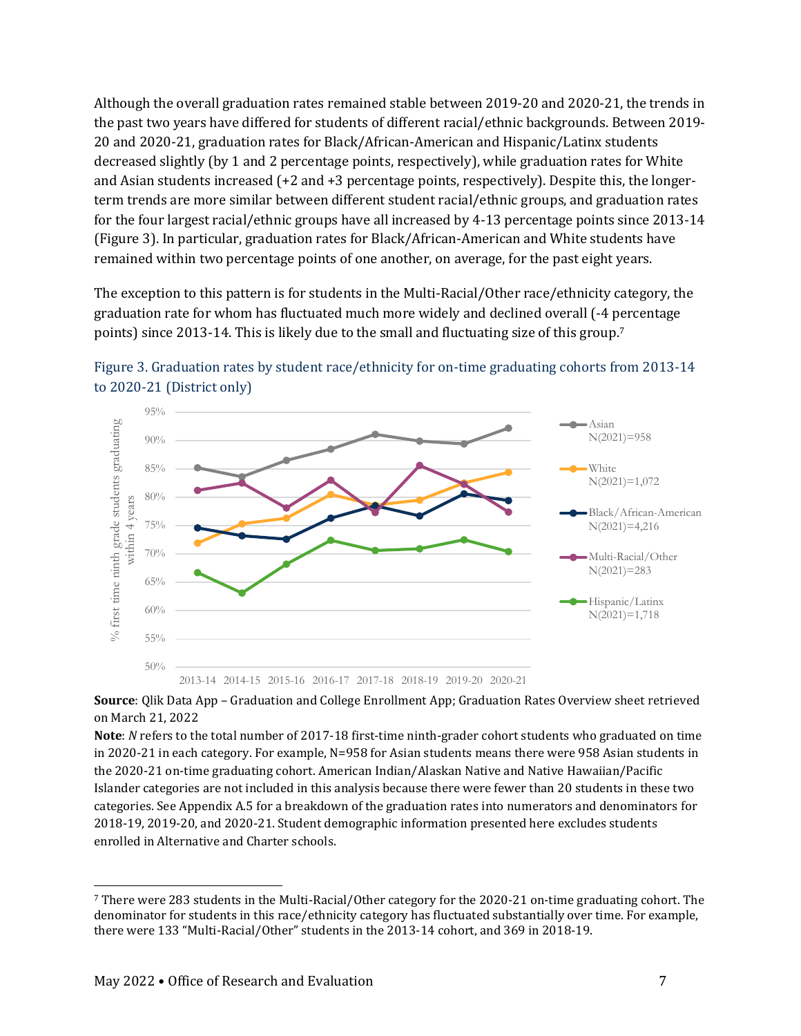Although the overall graduation rates remained stable between 2019-20 and 2020-21, the trends in the past two years have differed for students of different racial/ethnic backgrounds. Between 2019-20 and 2020-21, graduation rates for Black/African-American and Hispanic/Latinx students decreased slightly (by 1 and 2 percentage points, respectively), while graduation rates for White and Asian students increased (+2 and +3 percentage points, respectively). Despite this, the longer-term trends are more similar between different student racial/ethnic groups, and graduation rates for the four largest racial/ethnic groups have all increased by 4-13 percentage points since 2013-14 (Figure 3). In particular, graduation rates for Black/African-American and White students have remained within two percentage points of one another, on average, for the past eight years.

The exception to this pattern is for students in the Multi-Racial/Other race/ethnicity category, the graduation rate for whom has fluctuated much more widely and declined overall (-4 percentage points) since 2013-14. This is likely due to the small and fluctuating size of this group.[7]

Figure 3. Graduation rates by student race/ethnicity for on-time graduating cohorts from 2013-14 to 2020-21 (District only)

**Source**: Qlik Data App – Graduation and College Enrollment App; Graduation Rates Overview sheet retrieved on March 21, 2022

**Note**: *N* refers to the total number of 2017-18 first-time ninth-grader cohort students who graduated on time in 2020-21 in each category. For example, N=958 for Asian students means there were 958 Asian students in the 2020-21 on-time graduating cohort. American Indian/Alaskan Native and Native Hawaiian/Pacific Islander categories are not included in this analysis because there were fewer than 20 students in these two categories. See Appendix A.5 for a breakdown of the graduation rates into numerators and denominators for 2018-19, 2019-20, and 2020-21. Student demographic information presented here excludes students enrolled in Alternative and Charter schools.

[7] There were 283 students in the Multi-Racial/Other category for the 2020-21 on-time graduating cohort. The denominator for students in this race/ethnicity category has fluctuated substantially over time. For example, there were 133 "Multi-Racial/Other" students in the 2013-14 cohort, and 369 in 2018-19.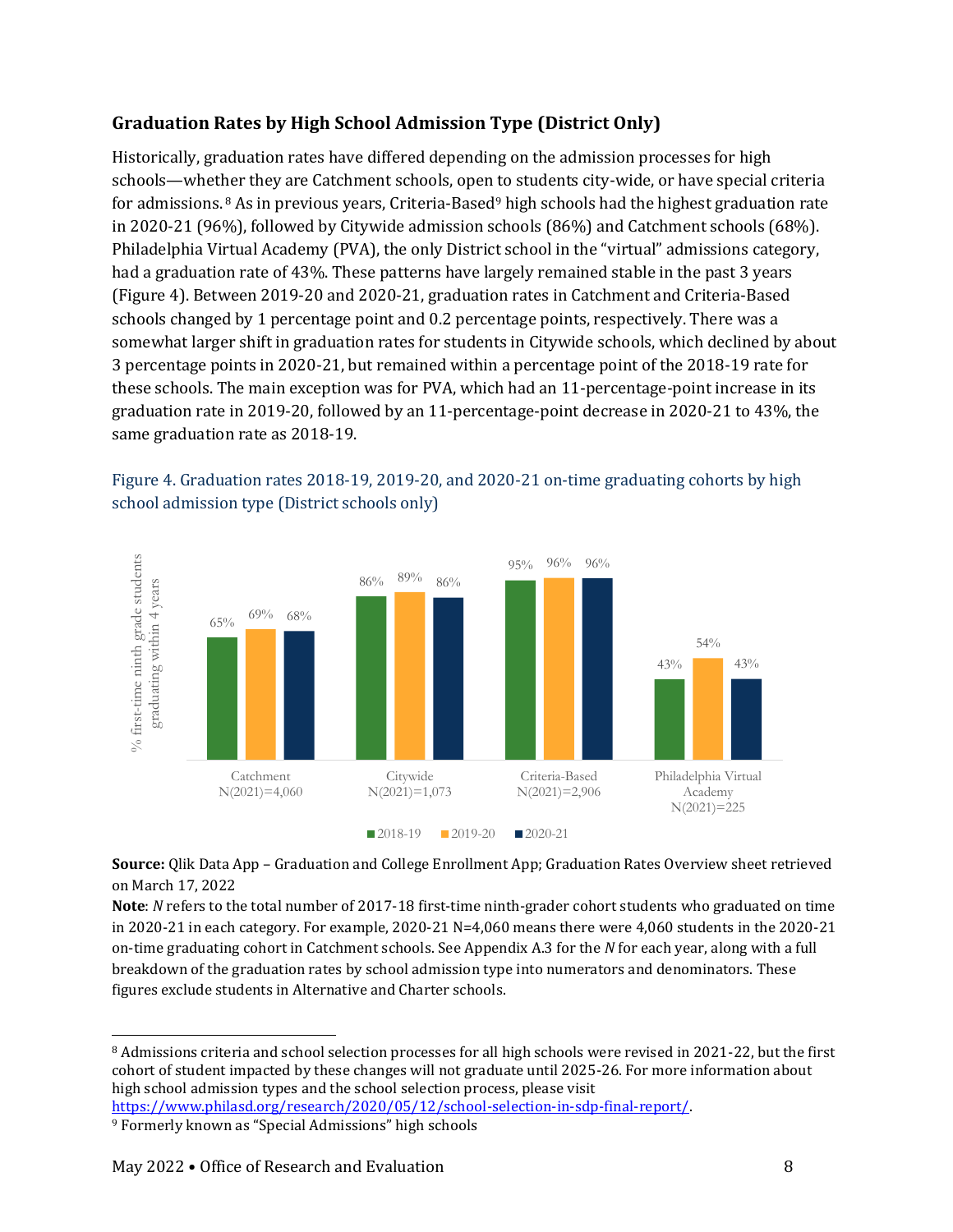### Graduation Rates by High School Admission Type (District Only)

Historically, graduation rates have differed depending on the admission processes for high schools—whether they are Catchment schools, open to students city-wide, or have special criteria for admissions.[8] As in previous years, Criteria-Based[9] high schools had the highest graduation rate in 2020-21 (96%), followed by Citywide admission schools (86%) and Catchment schools (68%). Philadelphia Virtual Academy (PVA), the only District school in the "virtual" admissions category, had a graduation rate of 43%. These patterns have largely remained stable in the past 3 years (Figure 4). Between 2019-20 and 2020-21, graduation rates in Catchment and Criteria-Based schools changed by 1 percentage point and 0.2 percentage points, respectively. There was a somewhat larger shift in graduation rates for students in Citywide schools, which declined by about 3 percentage points in 2020-21, but remained within a percentage point of the 2018-19 rate for these schools. The main exception was for PVA, which had an 11-percentage-point increase in its graduation rate in 2019-20, followed by an 11-percentage-point decrease in 2020-21 to 43%, the same graduation rate as 2018-19.

Figure 4. Graduation rates 2018-19, 2019-20, and 2020-21 on-time graduating cohorts by high school admission type (District schools only)

| Admission type | 2018-19 | 2019-20 | 2020-21 |
|---|---|---|---|
| Catchment N(2021)=4,060 | 65% | 69% | 68% |
| Citywide N(2021)=1,073 | 86% | 89% | 86% |
| Criteria-Based N(2021)=2,906 | 95% | 96% | 96% |
| Philadelphia Virtual Academy N(2021)=225 | 43% | 54% | 43% |

Y-axis: % first-time ninth grade students graduating within 4 years

**Source:** Qlik Data App – Graduation and College Enrollment App; Graduation Rates Overview sheet retrieved on March 17, 2022

**Note**: *N* refers to the total number of 2017-18 first-time ninth-grader cohort students who graduated on time in 2020-21 in each category. For example, 2020-21 N=4,060 means there were 4,060 students in the 2020-21 on-time graduating cohort in Catchment schools. See Appendix A.3 for the *N* for each year, along with a full breakdown of the graduation rates by school admission type into numerators and denominators. These figures exclude students in Alternative and Charter schools.

[8] Admissions criteria and school selection processes for all high schools were revised in 2021-22, but the first cohort of student impacted by these changes will not graduate until 2025-26. For more information about high school admission types and the school selection process, please visit https://www.philasd.org/research/2020/05/12/school-selection-in-sdp-final-report/.

[9] Formerly known as "Special Admissions" high schools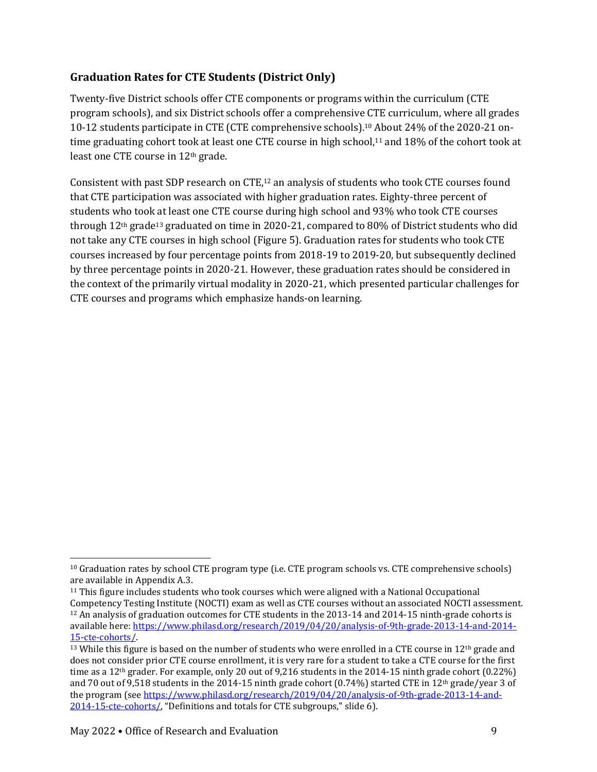## Graduation Rates for CTE Students (District Only)

Twenty-five District schools offer CTE components or programs within the curriculum (CTE program schools), and six District schools offer a comprehensive CTE curriculum, where all grades 10-12 students participate in CTE (CTE comprehensive schools).[10] About 24% of the 2020-21 on-time graduating cohort took at least one CTE course in high school,[11] and 18% of the cohort took at least one CTE course in 12th grade.

Consistent with past SDP research on CTE,[12] an analysis of students who took CTE courses found that CTE participation was associated with higher graduation rates. Eighty-three percent of students who took at least one CTE course during high school and 93% who took CTE courses through 12th grade[13] graduated on time in 2020-21, compared to 80% of District students who did not take any CTE courses in high school (Figure 5). Graduation rates for students who took CTE courses increased by four percentage points from 2018-19 to 2019-20, but subsequently declined by three percentage points in 2020-21. However, these graduation rates should be considered in the context of the primarily virtual modality in 2020-21, which presented particular challenges for CTE courses and programs which emphasize hands-on learning.

---

[10] Graduation rates by school CTE program type (i.e. CTE program schools vs. CTE comprehensive schools) are available in Appendix A.3.

[11] This figure includes students who took courses which were aligned with a National Occupational Competency Testing Institute (NOCTI) exam as well as CTE courses without an associated NOCTI assessment.

[12] An analysis of graduation outcomes for CTE students in the 2013-14 and 2014-15 ninth-grade cohorts is available here: [https://www.philasd.org/research/2019/04/20/analysis-of-9th-grade-2013-14-and-2014-15-cte-cohorts/](https://www.philasd.org/research/2019/04/20/analysis-of-9th-grade-2013-14-and-2014-15-cte-cohorts/).

[13] While this figure is based on the number of students who were enrolled in a CTE course in 12th grade and does not consider prior CTE course enrollment, it is very rare for a student to take a CTE course for the first time as a 12th grader. For example, only 20 out of 9,216 students in the 2014-15 ninth grade cohort (0.22%) and 70 out of 9,518 students in the 2014-15 ninth grade cohort (0.74%) started CTE in 12th grade/year 3 of the program (see [https://www.philasd.org/research/2019/04/20/analysis-of-9th-grade-2013-14-and-2014-15-cte-cohorts/](https://www.philasd.org/research/2019/04/20/analysis-of-9th-grade-2013-14-and-2014-15-cte-cohorts/), "Definitions and totals for CTE subgroups," slide 6).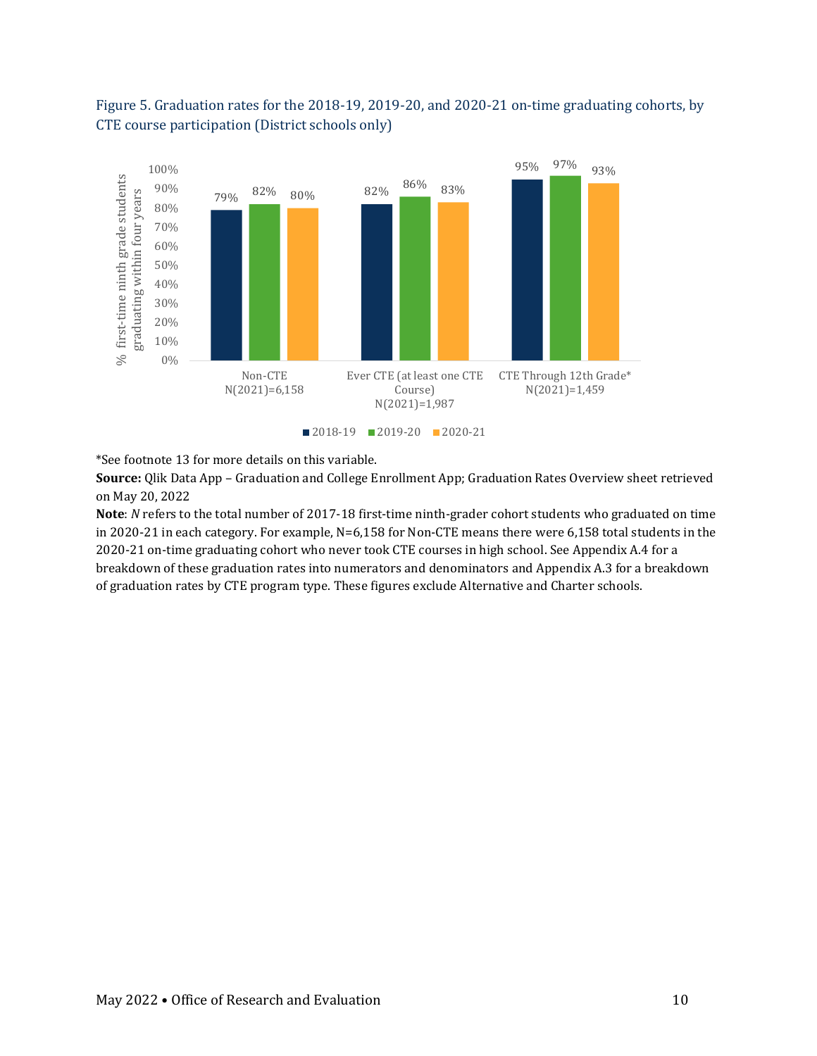Figure 5. Graduation rates for the 2018-19, 2019-20, and 2020-21 on-time graduating cohorts, by CTE course participation (District schools only)

| | 2018-19 | 2019-20 | 2020-21 |
|---|---|---|---|
| Non-CTE N(2021)=6,158 | 79% | 82% | 80% |
| Ever CTE (at least one CTE Course) N(2021)=1,987 | 82% | 86% | 83% |
| CTE Through 12th Grade* N(2021)=1,459 | 95% | 97% | 93% |

*See footnote 13 for more details on this variable.

**Source:** Qlik Data App – Graduation and College Enrollment App; Graduation Rates Overview sheet retrieved on May 20, 2022

**Note**: *N* refers to the total number of 2017-18 first-time ninth-grader cohort students who graduated on time in 2020-21 in each category. For example, N=6,158 for Non-CTE means there were 6,158 total students in the 2020-21 on-time graduating cohort who never took CTE courses in high school. See Appendix A.4 for a breakdown of these graduation rates into numerators and denominators and Appendix A.3 for a breakdown of graduation rates by CTE program type. These figures exclude Alternative and Charter schools.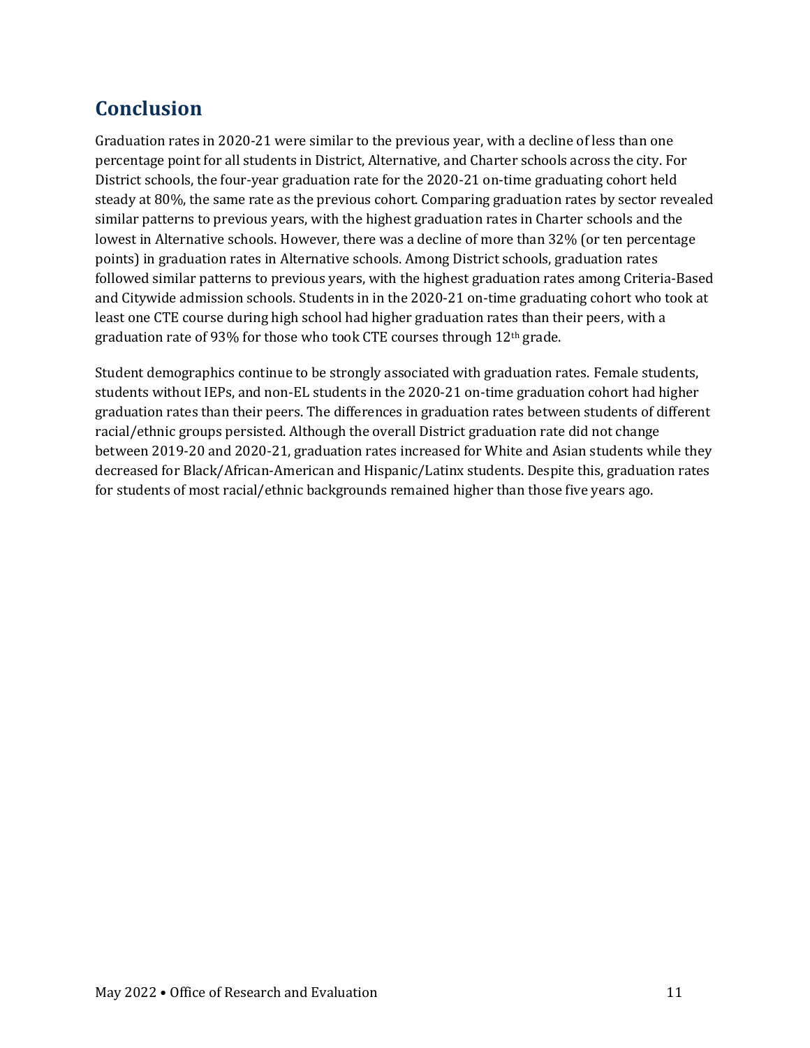## Conclusion

Graduation rates in 2020-21 were similar to the previous year, with a decline of less than one percentage point for all students in District, Alternative, and Charter schools across the city. For District schools, the four-year graduation rate for the 2020-21 on-time graduating cohort held steady at 80%, the same rate as the previous cohort. Comparing graduation rates by sector revealed similar patterns to previous years, with the highest graduation rates in Charter schools and the lowest in Alternative schools. However, there was a decline of more than 32% (or ten percentage points) in graduation rates in Alternative schools. Among District schools, graduation rates followed similar patterns to previous years, with the highest graduation rates among Criteria-Based and Citywide admission schools. Students in in the 2020-21 on-time graduating cohort who took at least one CTE course during high school had higher graduation rates than their peers, with a graduation rate of 93% for those who took CTE courses through 12th grade.

Student demographics continue to be strongly associated with graduation rates. Female students, students without IEPs, and non-EL students in the 2020-21 on-time graduation cohort had higher graduation rates than their peers. The differences in graduation rates between students of different racial/ethnic groups persisted. Although the overall District graduation rate did not change between 2019-20 and 2020-21, graduation rates increased for White and Asian students while they decreased for Black/African-American and Hispanic/Latinx students. Despite this, graduation rates for students of most racial/ethnic backgrounds remained higher than those five years ago.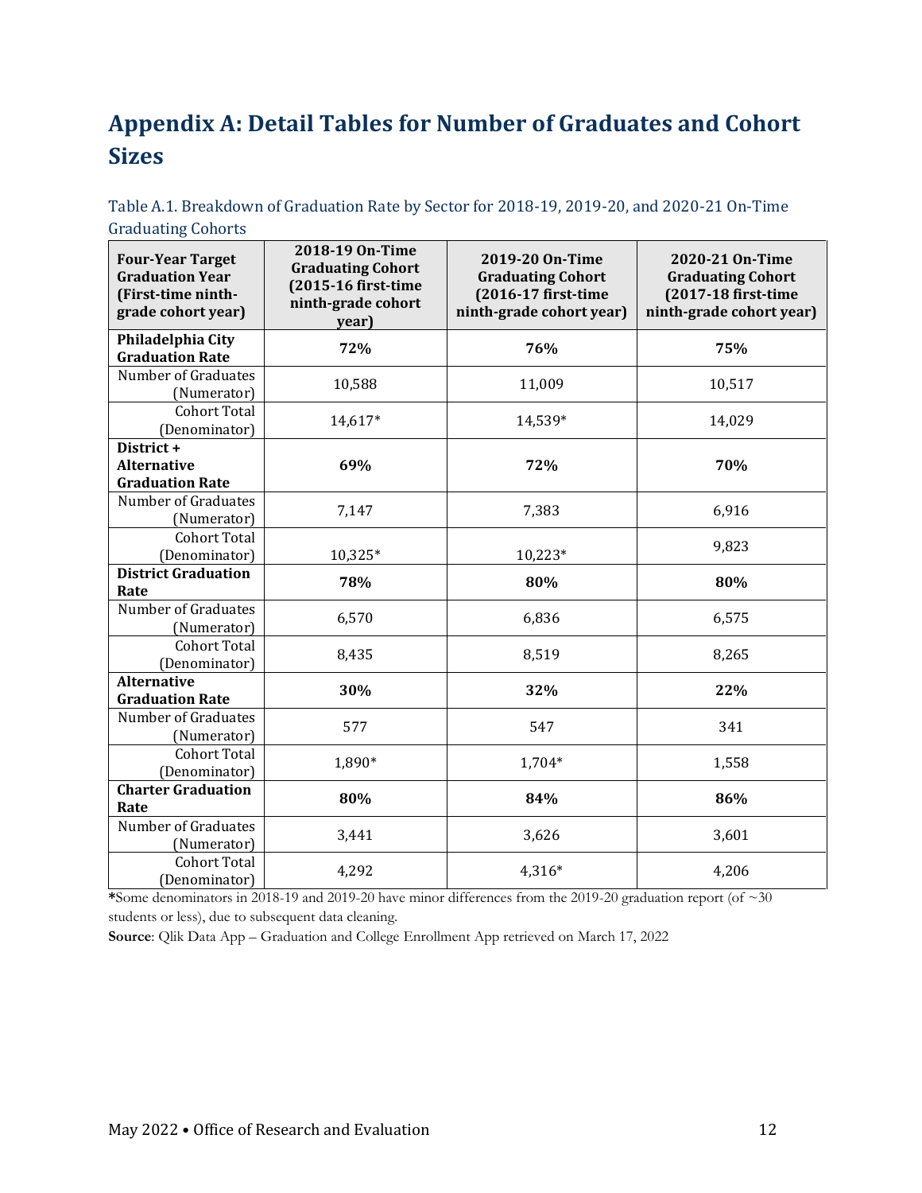# Appendix A: Detail Tables for Number of Graduates and Cohort Sizes

Table A.1. Breakdown of Graduation Rate by Sector for 2018-19, 2019-20, and 2020-21 On-Time Graduating Cohorts

| Four-Year Target Graduation Year (First-time ninth-grade cohort year) | 2018-19 On-Time Graduating Cohort (2015-16 first-time ninth-grade cohort year) | 2019-20 On-Time Graduating Cohort (2016-17 first-time ninth-grade cohort year) | 2020-21 On-Time Graduating Cohort (2017-18 first-time ninth-grade cohort year) |
|---|---|---|---|
| **Philadelphia City Graduation Rate** | **72%** | **76%** | **75%** |
| Number of Graduates (Numerator) | 10,588 | 11,009 | 10,517 |
| Cohort Total (Denominator) | 14,617* | 14,539* | 14,029 |
| **District + Alternative Graduation Rate** | **69%** | **72%** | **70%** |
| Number of Graduates (Numerator) | 7,147 | 7,383 | 6,916 |
| Cohort Total (Denominator) | 10,325* | 10,223* | 9,823 |
| **District Graduation Rate** | **78%** | **80%** | **80%** |
| Number of Graduates (Numerator) | 6,570 | 6,836 | 6,575 |
| Cohort Total (Denominator) | 8,435 | 8,519 | 8,265 |
| **Alternative Graduation Rate** | **30%** | **32%** | **22%** |
| Number of Graduates (Numerator) | 577 | 547 | 341 |
| Cohort Total (Denominator) | 1,890* | 1,704* | 1,558 |
| **Charter Graduation Rate** | **80%** | **84%** | **86%** |
| Number of Graduates (Numerator) | 3,441 | 3,626 | 3,601 |
| Cohort Total (Denominator) | 4,292 | 4,316* | 4,206 |

***Some denominators in 2018-19 and 2019-20 have minor differences from the 2019-20 graduation report (of ~30 students or less), due to subsequent data cleaning.

**Source**: Qlik Data App – Graduation and College Enrollment App retrieved on March 17, 2022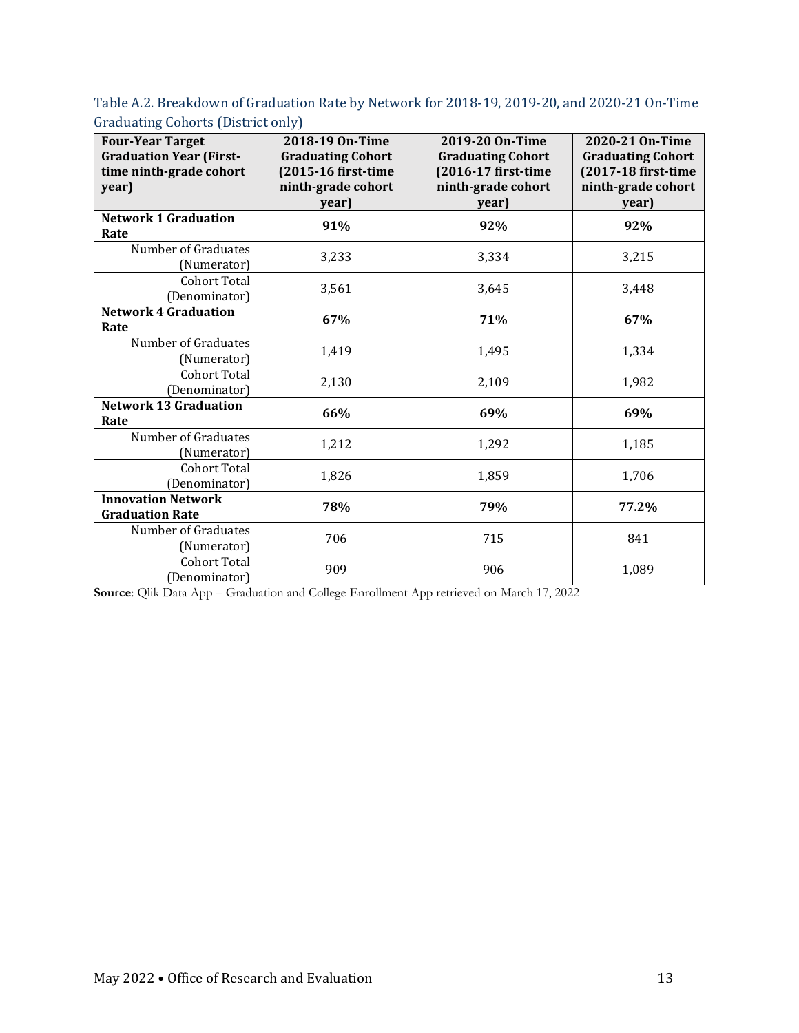Table A.2. Breakdown of Graduation Rate by Network for 2018-19, 2019-20, and 2020-21 On-Time Graduating Cohorts (District only)

| **Four-Year Target Graduation Year (First-time ninth-grade cohort year)** | **2018-19 On-Time Graduating Cohort (2015-16 first-time ninth-grade cohort year)** | **2019-20 On-Time Graduating Cohort (2016-17 first-time ninth-grade cohort year)** | **2020-21 On-Time Graduating Cohort (2017-18 first-time ninth-grade cohort year)** |
|---|---|---|---|
| **Network 1 Graduation Rate** | **91%** | **92%** | **92%** |
| Number of Graduates (Numerator) | 3,233 | 3,334 | 3,215 |
| Cohort Total (Denominator) | 3,561 | 3,645 | 3,448 |
| **Network 4 Graduation Rate** | **67%** | **71%** | **67%** |
| Number of Graduates (Numerator) | 1,419 | 1,495 | 1,334 |
| Cohort Total (Denominator) | 2,130 | 2,109 | 1,982 |
| **Network 13 Graduation Rate** | **66%** | **69%** | **69%** |
| Number of Graduates (Numerator) | 1,212 | 1,292 | 1,185 |
| Cohort Total (Denominator) | 1,826 | 1,859 | 1,706 |
| **Innovation Network Graduation Rate** | **78%** | **79%** | **77.2%** |
| Number of Graduates (Numerator) | 706 | 715 | 841 |
| Cohort Total (Denominator) | 909 | 906 | 1,089 |

**Source**: Qlik Data App – Graduation and College Enrollment App retrieved on March 17, 2022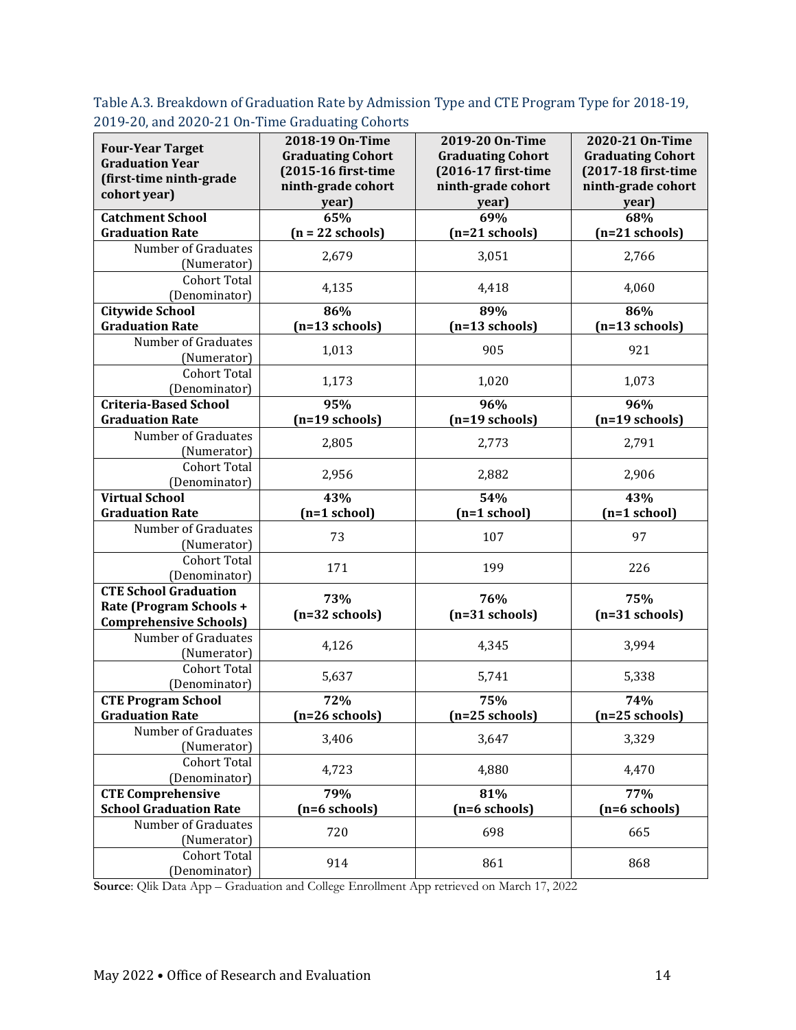Table A.3. Breakdown of Graduation Rate by Admission Type and CTE Program Type for 2018-19, 2019-20, and 2020-21 On-Time Graduating Cohorts

| Four-Year Target Graduation Year (first-time ninth-grade cohort year) | 2018-19 On-Time Graduating Cohort (2015-16 first-time ninth-grade cohort year) | 2019-20 On-Time Graduating Cohort (2016-17 first-time ninth-grade cohort year) | 2020-21 On-Time Graduating Cohort (2017-18 first-time ninth-grade cohort year) |
|---|---|---|---|
| **Catchment School Graduation Rate** | **65% (n = 22 schools)** | **69% (n=21 schools)** | **68% (n=21 schools)** |
| Number of Graduates (Numerator) | 2,679 | 3,051 | 2,766 |
| Cohort Total (Denominator) | 4,135 | 4,418 | 4,060 |
| **Citywide School Graduation Rate** | **86% (n=13 schools)** | **89% (n=13 schools)** | **86% (n=13 schools)** |
| Number of Graduates (Numerator) | 1,013 | 905 | 921 |
| Cohort Total (Denominator) | 1,173 | 1,020 | 1,073 |
| **Criteria-Based School Graduation Rate** | **95% (n=19 schools)** | **96% (n=19 schools)** | **96% (n=19 schools)** |
| Number of Graduates (Numerator) | 2,805 | 2,773 | 2,791 |
| Cohort Total (Denominator) | 2,956 | 2,882 | 2,906 |
| **Virtual School Graduation Rate** | **43% (n=1 school)** | **54% (n=1 school)** | **43% (n=1 school)** |
| Number of Graduates (Numerator) | 73 | 107 | 97 |
| Cohort Total (Denominator) | 171 | 199 | 226 |
| **CTE School Graduation Rate (Program Schools + Comprehensive Schools)** | **73% (n=32 schools)** | **76% (n=31 schools)** | **75% (n=31 schools)** |
| Number of Graduates (Numerator) | 4,126 | 4,345 | 3,994 |
| Cohort Total (Denominator) | 5,637 | 5,741 | 5,338 |
| **CTE Program School Graduation Rate** | **72% (n=26 schools)** | **75% (n=25 schools)** | **74% (n=25 schools)** |
| Number of Graduates (Numerator) | 3,406 | 3,647 | 3,329 |
| Cohort Total (Denominator) | 4,723 | 4,880 | 4,470 |
| **CTE Comprehensive School Graduation Rate** | **79% (n=6 schools)** | **81% (n=6 schools)** | **77% (n=6 schools)** |
| Number of Graduates (Numerator) | 720 | 698 | 665 |
| Cohort Total (Denominator) | 914 | 861 | 868 |

**Source**: Qlik Data App – Graduation and College Enrollment App retrieved on March 17, 2022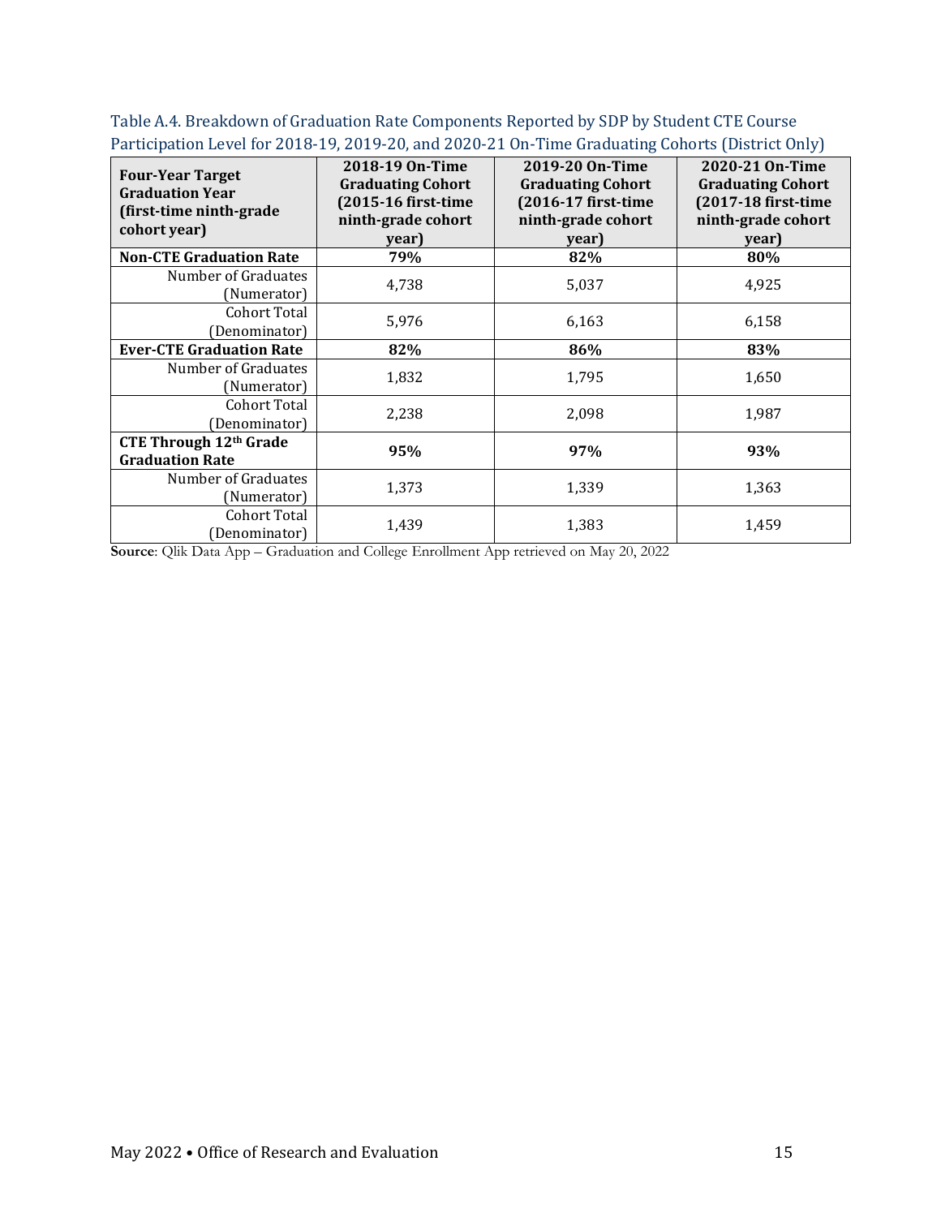Table A.4. Breakdown of Graduation Rate Components Reported by SDP by Student CTE Course Participation Level for 2018-19, 2019-20, and 2020-21 On-Time Graduating Cohorts (District Only)

| Four-Year Target Graduation Year (first-time ninth-grade cohort year) | 2018-19 On-Time Graduating Cohort (2015-16 first-time ninth-grade cohort year) | 2019-20 On-Time Graduating Cohort (2016-17 first-time ninth-grade cohort year) | 2020-21 On-Time Graduating Cohort (2017-18 first-time ninth-grade cohort year) |
|---|---|---|---|
| **Non-CTE Graduation Rate** | **79%** | **82%** | **80%** |
| Number of Graduates (Numerator) | 4,738 | 5,037 | 4,925 |
| Cohort Total (Denominator) | 5,976 | 6,163 | 6,158 |
| **Ever-CTE Graduation Rate** | **82%** | **86%** | **83%** |
| Number of Graduates (Numerator) | 1,832 | 1,795 | 1,650 |
| Cohort Total (Denominator) | 2,238 | 2,098 | 1,987 |
| **CTE Through 12th Grade Graduation Rate** | **95%** | **97%** | **93%** |
| Number of Graduates (Numerator) | 1,373 | 1,339 | 1,363 |
| Cohort Total (Denominator) | 1,439 | 1,383 | 1,459 |

**Source**: Qlik Data App – Graduation and College Enrollment App retrieved on May 20, 2022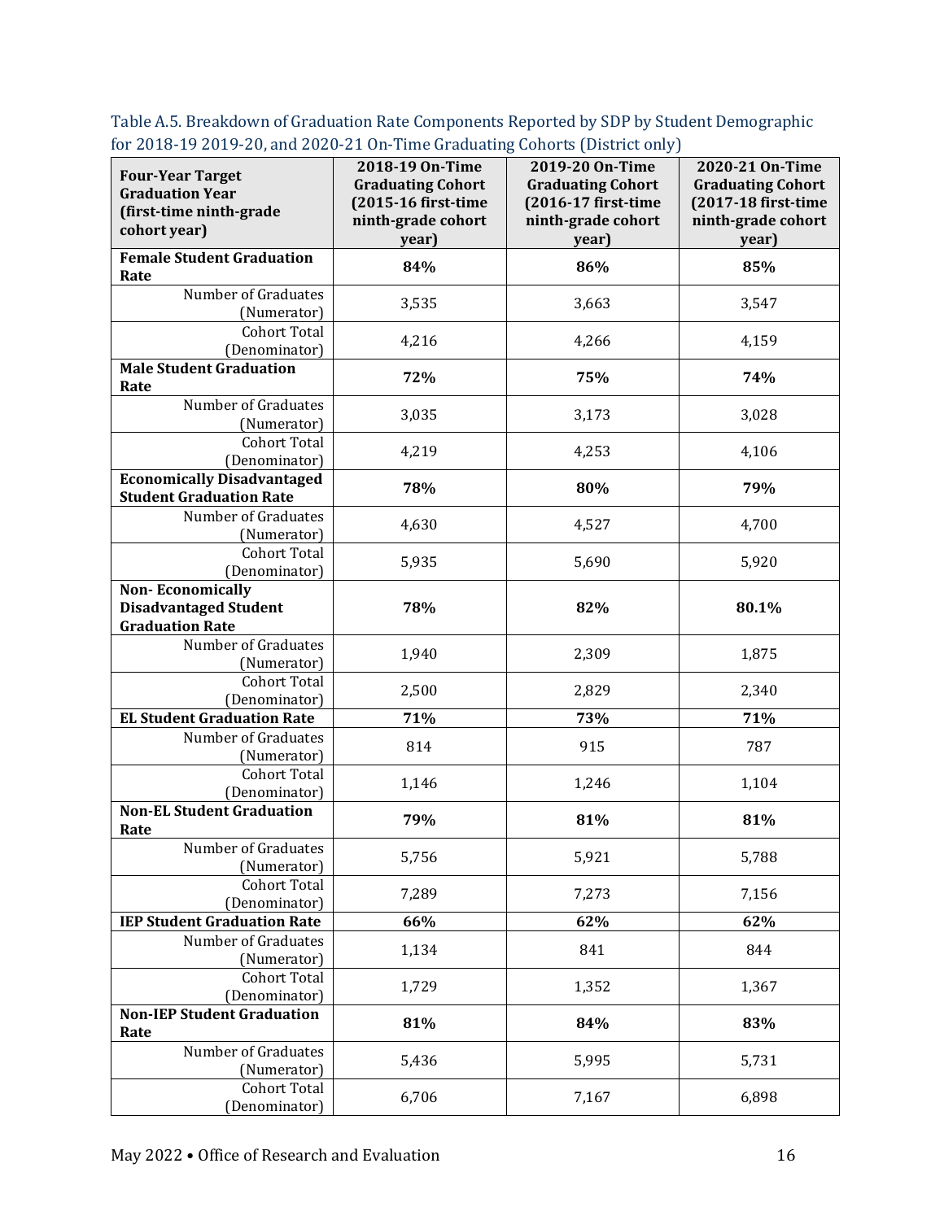Table A.5. Breakdown of Graduation Rate Components Reported by SDP by Student Demographic for 2018-19 2019-20, and 2020-21 On-Time Graduating Cohorts (District only)

| Four-Year Target Graduation Year (first-time ninth-grade cohort year) | 2018-19 On-Time Graduating Cohort (2015-16 first-time ninth-grade cohort year) | 2019-20 On-Time Graduating Cohort (2016-17 first-time ninth-grade cohort year) | 2020-21 On-Time Graduating Cohort (2017-18 first-time ninth-grade cohort year) |
|---|---|---|---|
| **Female Student Graduation Rate** | **84%** | **86%** | **85%** |
| Number of Graduates (Numerator) | 3,535 | 3,663 | 3,547 |
| Cohort Total (Denominator) | 4,216 | 4,266 | 4,159 |
| **Male Student Graduation Rate** | **72%** | **75%** | **74%** |
| Number of Graduates (Numerator) | 3,035 | 3,173 | 3,028 |
| Cohort Total (Denominator) | 4,219 | 4,253 | 4,106 |
| **Economically Disadvantaged Student Graduation Rate** | **78%** | **80%** | **79%** |
| Number of Graduates (Numerator) | 4,630 | 4,527 | 4,700 |
| Cohort Total (Denominator) | 5,935 | 5,690 | 5,920 |
| **Non- Economically Disadvantaged Student Graduation Rate** | **78%** | **82%** | **80.1%** |
| Number of Graduates (Numerator) | 1,940 | 2,309 | 1,875 |
| Cohort Total (Denominator) | 2,500 | 2,829 | 2,340 |
| **EL Student Graduation Rate** | **71%** | **73%** | **71%** |
| Number of Graduates (Numerator) | 814 | 915 | 787 |
| Cohort Total (Denominator) | 1,146 | 1,246 | 1,104 |
| **Non-EL Student Graduation Rate** | **79%** | **81%** | **81%** |
| Number of Graduates (Numerator) | 5,756 | 5,921 | 5,788 |
| Cohort Total (Denominator) | 7,289 | 7,273 | 7,156 |
| **IEP Student Graduation Rate** | **66%** | **62%** | **62%** |
| Number of Graduates (Numerator) | 1,134 | 841 | 844 |
| Cohort Total (Denominator) | 1,729 | 1,352 | 1,367 |
| **Non-IEP Student Graduation Rate** | **81%** | **84%** | **83%** |
| Number of Graduates (Numerator) | 5,436 | 5,995 | 5,731 |
| Cohort Total (Denominator) | 6,706 | 7,167 | 6,898 |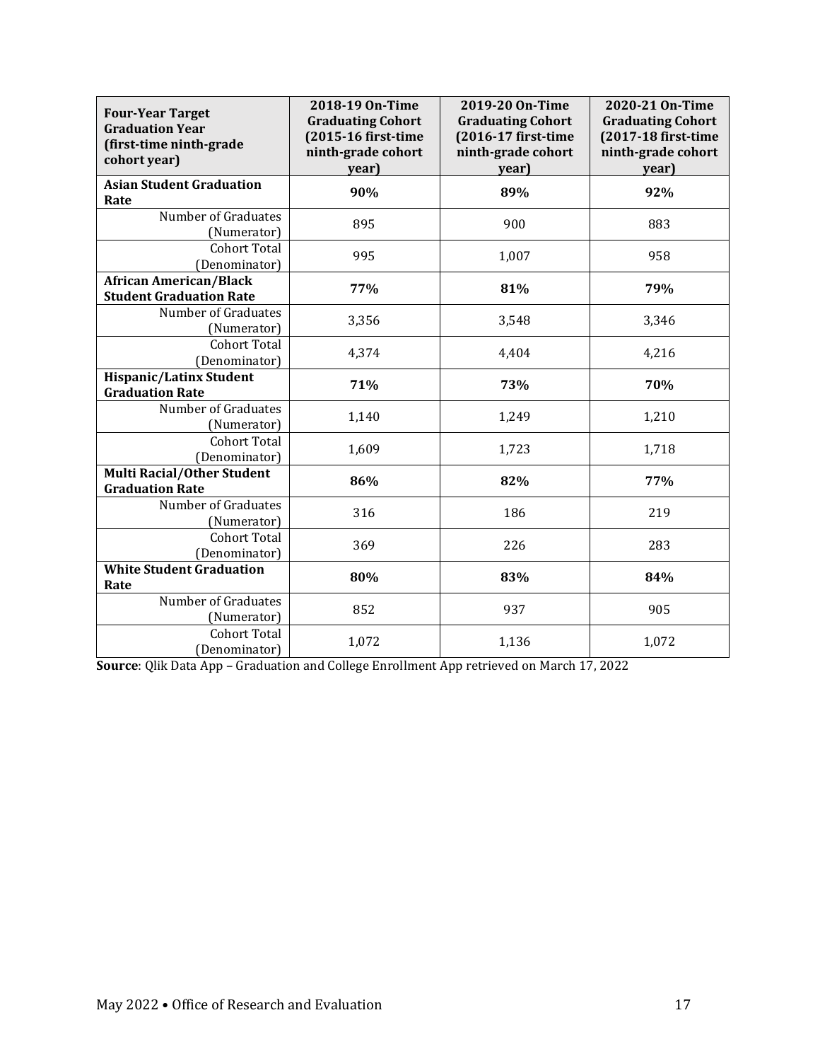| **Four-Year Target Graduation Year (first-time ninth-grade cohort year)** | **2018-19 On-Time Graduating Cohort (2015-16 first-time ninth-grade cohort year)** | **2019-20 On-Time Graduating Cohort (2016-17 first-time ninth-grade cohort year)** | **2020-21 On-Time Graduating Cohort (2017-18 first-time ninth-grade cohort year)** |
|---|---|---|---|
| **Asian Student Graduation Rate** | **90%** | **89%** | **92%** |
| Number of Graduates (Numerator) | 895 | 900 | 883 |
| Cohort Total (Denominator) | 995 | 1,007 | 958 |
| **African American/Black Student Graduation Rate** | **77%** | **81%** | **79%** |
| Number of Graduates (Numerator) | 3,356 | 3,548 | 3,346 |
| Cohort Total (Denominator) | 4,374 | 4,404 | 4,216 |
| **Hispanic/Latinx Student Graduation Rate** | **71%** | **73%** | **70%** |
| Number of Graduates (Numerator) | 1,140 | 1,249 | 1,210 |
| Cohort Total (Denominator) | 1,609 | 1,723 | 1,718 |
| **Multi Racial/Other Student Graduation Rate** | **86%** | **82%** | **77%** |
| Number of Graduates (Numerator) | 316 | 186 | 219 |
| Cohort Total (Denominator) | 369 | 226 | 283 |
| **White Student Graduation Rate** | **80%** | **83%** | **84%** |
| Number of Graduates (Numerator) | 852 | 937 | 905 |
| Cohort Total (Denominator) | 1,072 | 1,136 | 1,072 |

**Source**: Qlik Data App – Graduation and College Enrollment App retrieved on March 17, 2022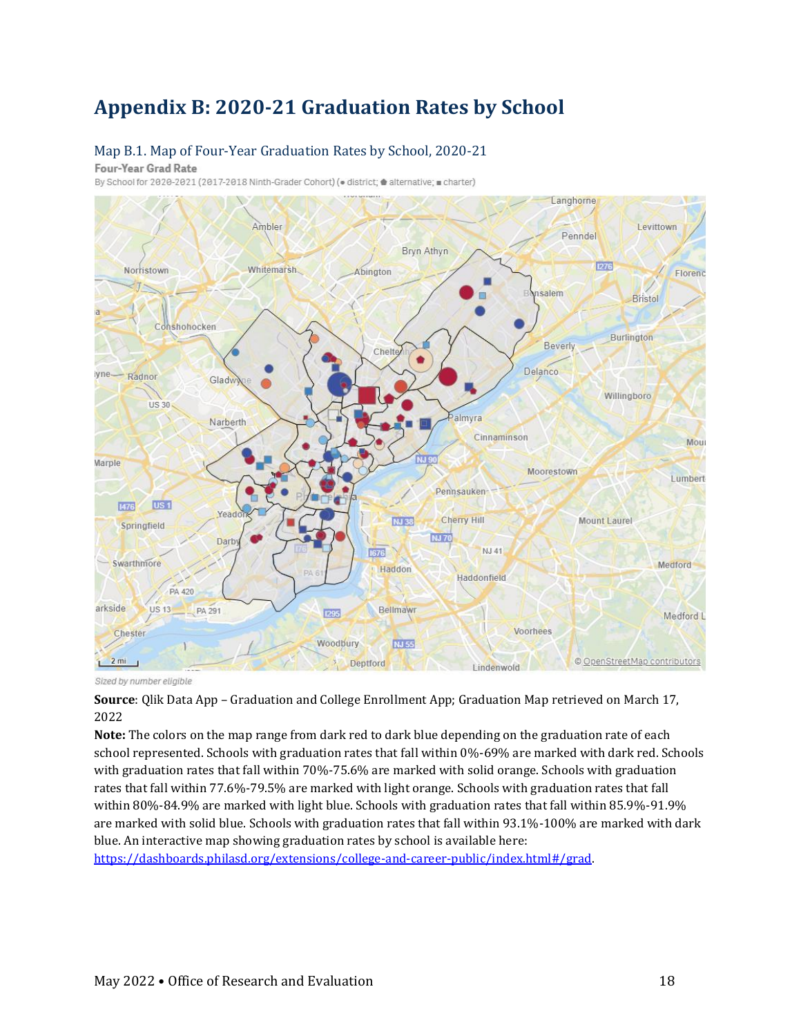# Appendix B: 2020-21 Graduation Rates by School

## Map B.1. Map of Four-Year Graduation Rates by School, 2020-21

**Four-Year Grad Rate**

By School for 2020-2021 (2017-2018 Ninth-Grader Cohort) (● district; ⬟ alternative; ■ charter)

*Sized by number eligible*

**Source**: Qlik Data App – Graduation and College Enrollment App; Graduation Map retrieved on March 17, 2022

**Note:** The colors on the map range from dark red to dark blue depending on the graduation rate of each school represented. Schools with graduation rates that fall within 0%-69% are marked with dark red. Schools with graduation rates that fall within 70%-75.6% are marked with solid orange. Schools with graduation rates that fall within 77.6%-79.5% are marked with light orange. Schools with graduation rates that fall within 80%-84.9% are marked with light blue. Schools with graduation rates that fall within 85.9%-91.9% are marked with solid blue. Schools with graduation rates that fall within 93.1%-100% are marked with dark blue. An interactive map showing graduation rates by school is available here: https://dashboards.philasd.org/extensions/college-and-career-public/index.html#/grad.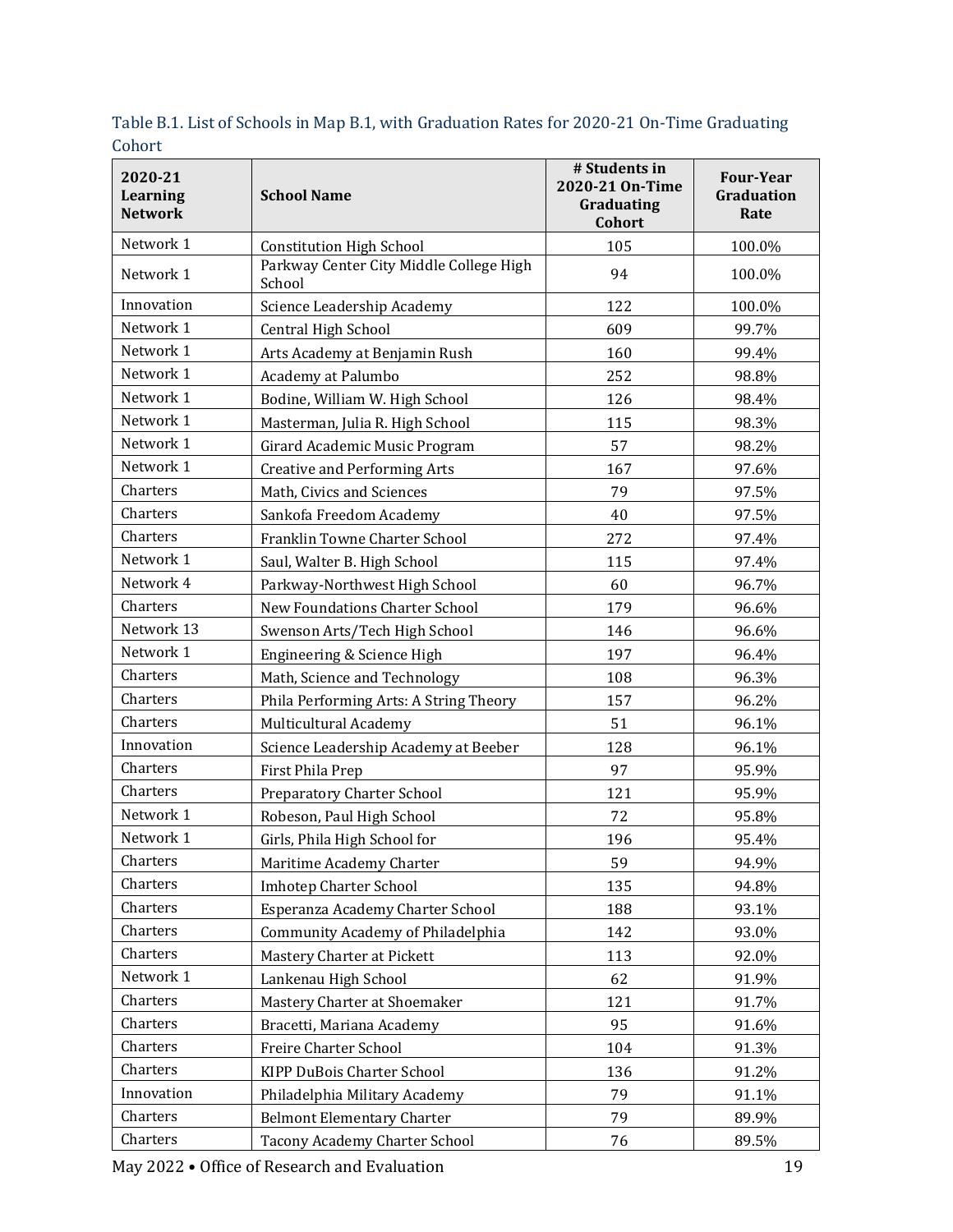Table B.1. List of Schools in Map B.1, with Graduation Rates for 2020-21 On-Time Graduating Cohort

| 2020-21 Learning Network | School Name | # Students in 2020-21 On-Time Graduating Cohort | Four-Year Graduation Rate |
|---|---|---|---|
| Network 1 | Constitution High School | 105 | 100.0% |
| Network 1 | Parkway Center City Middle College High School | 94 | 100.0% |
| Innovation | Science Leadership Academy | 122 | 100.0% |
| Network 1 | Central High School | 609 | 99.7% |
| Network 1 | Arts Academy at Benjamin Rush | 160 | 99.4% |
| Network 1 | Academy at Palumbo | 252 | 98.8% |
| Network 1 | Bodine, William W. High School | 126 | 98.4% |
| Network 1 | Masterman, Julia R. High School | 115 | 98.3% |
| Network 1 | Girard Academic Music Program | 57 | 98.2% |
| Network 1 | Creative and Performing Arts | 167 | 97.6% |
| Charters | Math, Civics and Sciences | 79 | 97.5% |
| Charters | Sankofa Freedom Academy | 40 | 97.5% |
| Charters | Franklin Towne Charter School | 272 | 97.4% |
| Network 1 | Saul, Walter B. High School | 115 | 97.4% |
| Network 4 | Parkway-Northwest High School | 60 | 96.7% |
| Charters | New Foundations Charter School | 179 | 96.6% |
| Network 13 | Swenson Arts/Tech High School | 146 | 96.6% |
| Network 1 | Engineering & Science High | 197 | 96.4% |
| Charters | Math, Science and Technology | 108 | 96.3% |
| Charters | Phila Performing Arts: A String Theory | 157 | 96.2% |
| Charters | Multicultural Academy | 51 | 96.1% |
| Innovation | Science Leadership Academy at Beeber | 128 | 96.1% |
| Charters | First Phila Prep | 97 | 95.9% |
| Charters | Preparatory Charter School | 121 | 95.9% |
| Network 1 | Robeson, Paul High School | 72 | 95.8% |
| Network 1 | Girls, Phila High School for | 196 | 95.4% |
| Charters | Maritime Academy Charter | 59 | 94.9% |
| Charters | Imhotep Charter School | 135 | 94.8% |
| Charters | Esperanza Academy Charter School | 188 | 93.1% |
| Charters | Community Academy of Philadelphia | 142 | 93.0% |
| Charters | Mastery Charter at Pickett | 113 | 92.0% |
| Network 1 | Lankenau High School | 62 | 91.9% |
| Charters | Mastery Charter at Shoemaker | 121 | 91.7% |
| Charters | Bracetti, Mariana Academy | 95 | 91.6% |
| Charters | Freire Charter School | 104 | 91.3% |
| Charters | KIPP DuBois Charter School | 136 | 91.2% |
| Innovation | Philadelphia Military Academy | 79 | 91.1% |
| Charters | Belmont Elementary Charter | 79 | 89.9% |
| Charters | Tacony Academy Charter School | 76 | 89.5% |

May 2022 • Office of Research and Evaluation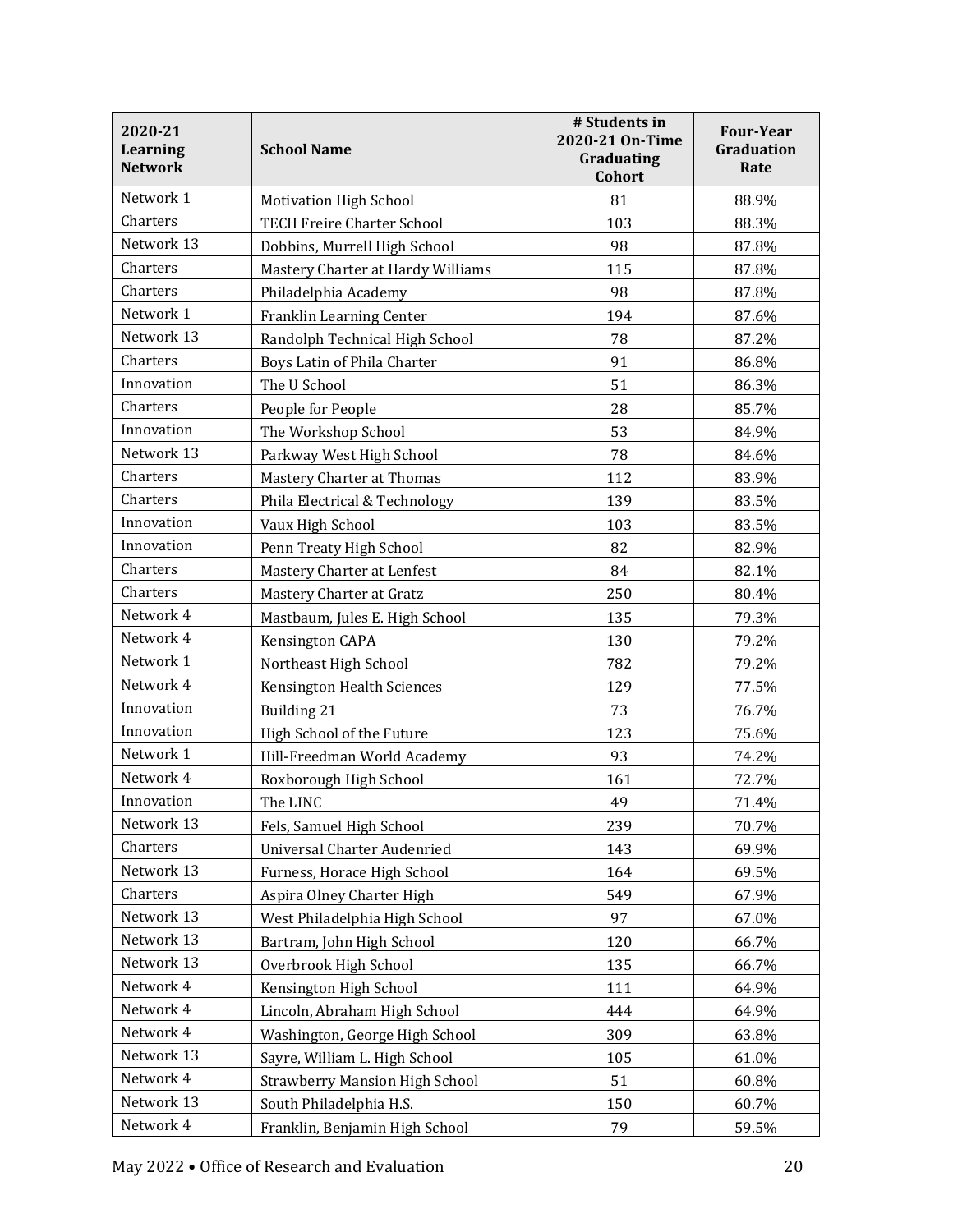| 2020-21 Learning Network | School Name | # Students in 2020-21 On-Time Graduating Cohort | Four-Year Graduation Rate |
|---|---|---|---|
| Network 1 | Motivation High School | 81 | 88.9% |
| Charters | TECH Freire Charter School | 103 | 88.3% |
| Network 13 | Dobbins, Murrell High School | 98 | 87.8% |
| Charters | Mastery Charter at Hardy Williams | 115 | 87.8% |
| Charters | Philadelphia Academy | 98 | 87.8% |
| Network 1 | Franklin Learning Center | 194 | 87.6% |
| Network 13 | Randolph Technical High School | 78 | 87.2% |
| Charters | Boys Latin of Phila Charter | 91 | 86.8% |
| Innovation | The U School | 51 | 86.3% |
| Charters | People for People | 28 | 85.7% |
| Innovation | The Workshop School | 53 | 84.9% |
| Network 13 | Parkway West High School | 78 | 84.6% |
| Charters | Mastery Charter at Thomas | 112 | 83.9% |
| Charters | Phila Electrical & Technology | 139 | 83.5% |
| Innovation | Vaux High School | 103 | 83.5% |
| Innovation | Penn Treaty High School | 82 | 82.9% |
| Charters | Mastery Charter at Lenfest | 84 | 82.1% |
| Charters | Mastery Charter at Gratz | 250 | 80.4% |
| Network 4 | Mastbaum, Jules E. High School | 135 | 79.3% |
| Network 4 | Kensington CAPA | 130 | 79.2% |
| Network 1 | Northeast High School | 782 | 79.2% |
| Network 4 | Kensington Health Sciences | 129 | 77.5% |
| Innovation | Building 21 | 73 | 76.7% |
| Innovation | High School of the Future | 123 | 75.6% |
| Network 1 | Hill-Freedman World Academy | 93 | 74.2% |
| Network 4 | Roxborough High School | 161 | 72.7% |
| Innovation | The LINC | 49 | 71.4% |
| Network 13 | Fels, Samuel High School | 239 | 70.7% |
| Charters | Universal Charter Audenried | 143 | 69.9% |
| Network 13 | Furness, Horace High School | 164 | 69.5% |
| Charters | Aspira Olney Charter High | 549 | 67.9% |
| Network 13 | West Philadelphia High School | 97 | 67.0% |
| Network 13 | Bartram, John High School | 120 | 66.7% |
| Network 13 | Overbrook High School | 135 | 66.7% |
| Network 4 | Kensington High School | 111 | 64.9% |
| Network 4 | Lincoln, Abraham High School | 444 | 64.9% |
| Network 4 | Washington, George High School | 309 | 63.8% |
| Network 13 | Sayre, William L. High School | 105 | 61.0% |
| Network 4 | Strawberry Mansion High School | 51 | 60.8% |
| Network 13 | South Philadelphia H.S. | 150 | 60.7% |
| Network 4 | Franklin, Benjamin High School | 79 | 59.5% |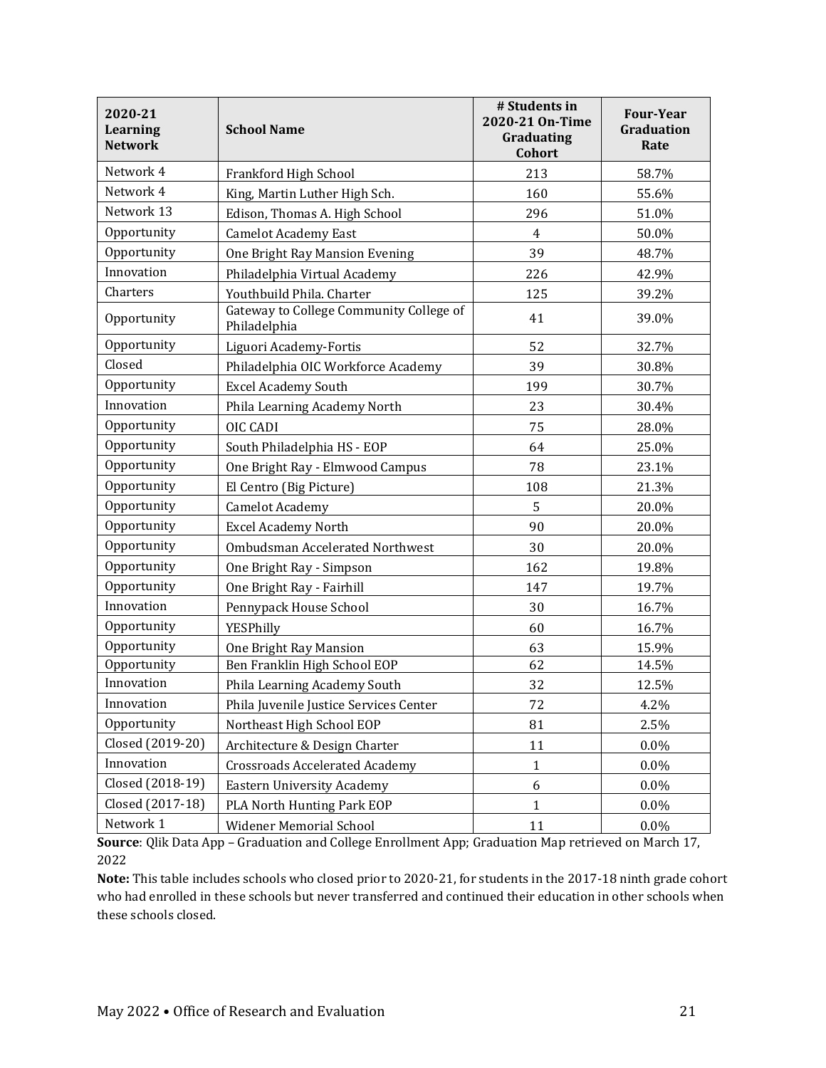| 2020-21 Learning Network | School Name | # Students in 2020-21 On-Time Graduating Cohort | Four-Year Graduation Rate |
|---|---|---|---|
| Network 4 | Frankford High School | 213 | 58.7% |
| Network 4 | King, Martin Luther High Sch. | 160 | 55.6% |
| Network 13 | Edison, Thomas A. High School | 296 | 51.0% |
| Opportunity | Camelot Academy East | 4 | 50.0% |
| Opportunity | One Bright Ray Mansion Evening | 39 | 48.7% |
| Innovation | Philadelphia Virtual Academy | 226 | 42.9% |
| Charters | Youthbuild Phila. Charter | 125 | 39.2% |
| Opportunity | Gateway to College Community College of Philadelphia | 41 | 39.0% |
| Opportunity | Liguori Academy-Fortis | 52 | 32.7% |
| Closed | Philadelphia OIC Workforce Academy | 39 | 30.8% |
| Opportunity | Excel Academy South | 199 | 30.7% |
| Innovation | Phila Learning Academy North | 23 | 30.4% |
| Opportunity | OIC CADI | 75 | 28.0% |
| Opportunity | South Philadelphia HS - EOP | 64 | 25.0% |
| Opportunity | One Bright Ray - Elmwood Campus | 78 | 23.1% |
| Opportunity | El Centro (Big Picture) | 108 | 21.3% |
| Opportunity | Camelot Academy | 5 | 20.0% |
| Opportunity | Excel Academy North | 90 | 20.0% |
| Opportunity | Ombudsman Accelerated Northwest | 30 | 20.0% |
| Opportunity | One Bright Ray - Simpson | 162 | 19.8% |
| Opportunity | One Bright Ray - Fairhill | 147 | 19.7% |
| Innovation | Pennypack House School | 30 | 16.7% |
| Opportunity | YESPhilly | 60 | 16.7% |
| Opportunity | One Bright Ray Mansion | 63 | 15.9% |
| Opportunity | Ben Franklin High School EOP | 62 | 14.5% |
| Innovation | Phila Learning Academy South | 32 | 12.5% |
| Innovation | Phila Juvenile Justice Services Center | 72 | 4.2% |
| Opportunity | Northeast High School EOP | 81 | 2.5% |
| Closed (2019-20) | Architecture & Design Charter | 11 | 0.0% |
| Innovation | Crossroads Accelerated Academy | 1 | 0.0% |
| Closed (2018-19) | Eastern University Academy | 6 | 0.0% |
| Closed (2017-18) | PLA North Hunting Park EOP | 1 | 0.0% |
| Network 1 | Widener Memorial School | 11 | 0.0% |

**Source**: Qlik Data App – Graduation and College Enrollment App; Graduation Map retrieved on March 17, 2022

**Note:** This table includes schools who closed prior to 2020-21, for students in the 2017-18 ninth grade cohort who had enrolled in these schools but never transferred and continued their education in other schools when these schools closed.